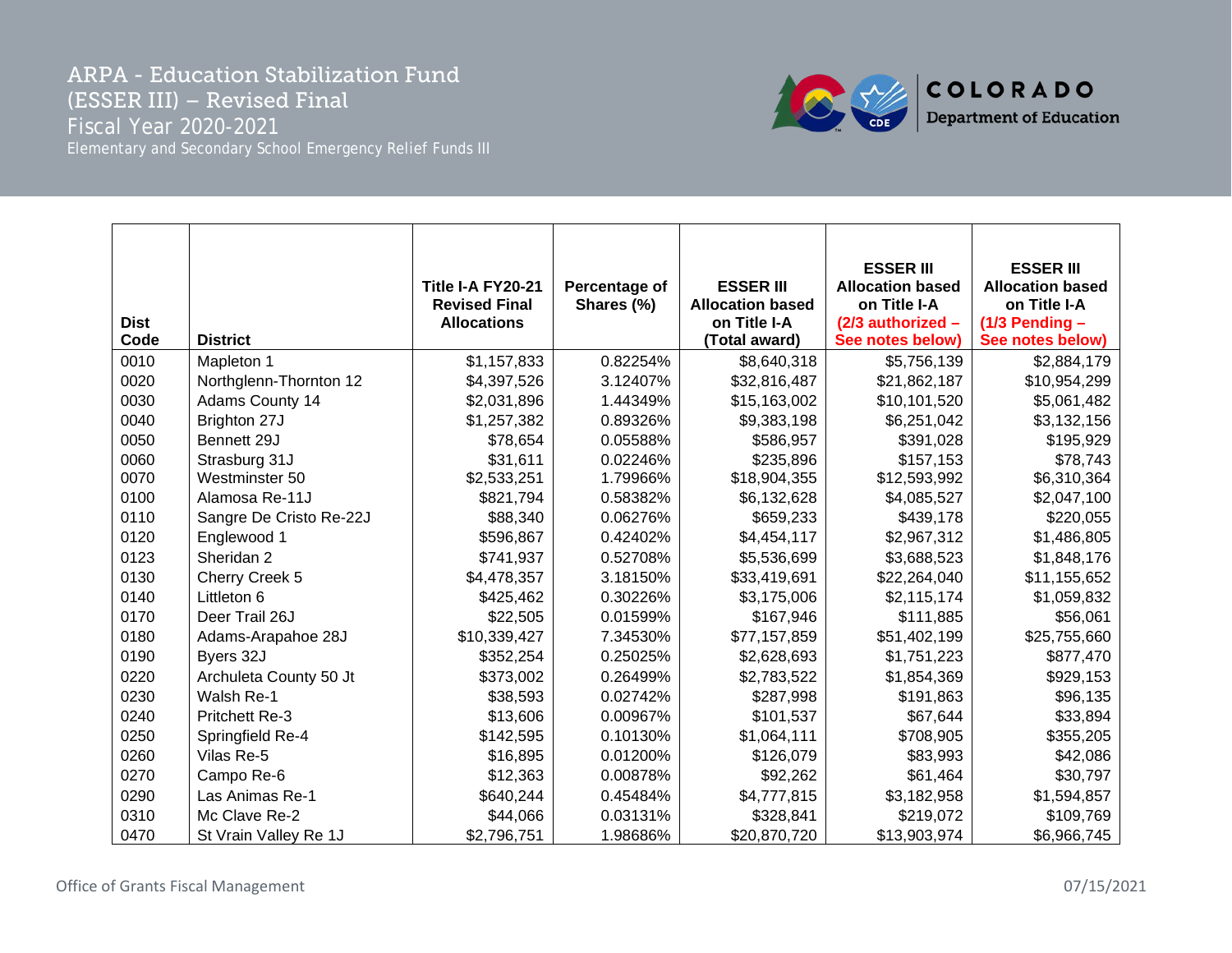# ARPA - Education Stabilization Fund (ESSER III) – Revised Final

## Fiscal Year 2020-2021

### Elementary and Secondary School Emergency Relief Funds III

COLORADO Department of Education

| Dist Code | District | Title I-A FY20-21 Revised Final Allocations | Percentage of Shares (%) | ESSER III Allocation based on Title I-A (Total award) | ESSER III Allocation based on Title I-A (2/3 authorized – See notes below) | ESSER III Allocation based on Title I-A (1/3 Pending – See notes below) |
|---|---|---|---|---|---|---|
| 0010 | Mapleton 1 | $1,157,833 | 0.82254% | $8,640,318 | $5,756,139 | $2,884,179 |
| 0020 | Northglenn-Thornton 12 | $4,397,526 | 3.12407% | $32,816,487 | $21,862,187 | $10,954,299 |
| 0030 | Adams County 14 | $2,031,896 | 1.44349% | $15,163,002 | $10,101,520 | $5,061,482 |
| 0040 | Brighton 27J | $1,257,382 | 0.89326% | $9,383,198 | $6,251,042 | $3,132,156 |
| 0050 | Bennett 29J | $78,654 | 0.05588% | $586,957 | $391,028 | $195,929 |
| 0060 | Strasburg 31J | $31,611 | 0.02246% | $235,896 | $157,153 | $78,743 |
| 0070 | Westminster 50 | $2,533,251 | 1.79966% | $18,904,355 | $12,593,992 | $6,310,364 |
| 0100 | Alamosa Re-11J | $821,794 | 0.58382% | $6,132,628 | $4,085,527 | $2,047,100 |
| 0110 | Sangre De Cristo Re-22J | $88,340 | 0.06276% | $659,233 | $439,178 | $220,055 |
| 0120 | Englewood 1 | $596,867 | 0.42402% | $4,454,117 | $2,967,312 | $1,486,805 |
| 0123 | Sheridan 2 | $741,937 | 0.52708% | $5,536,699 | $3,688,523 | $1,848,176 |
| 0130 | Cherry Creek 5 | $4,478,357 | 3.18150% | $33,419,691 | $22,264,040 | $11,155,652 |
| 0140 | Littleton 6 | $425,462 | 0.30226% | $3,175,006 | $2,115,174 | $1,059,832 |
| 0170 | Deer Trail 26J | $22,505 | 0.01599% | $167,946 | $111,885 | $56,061 |
| 0180 | Adams-Arapahoe 28J | $10,339,427 | 7.34530% | $77,157,859 | $51,402,199 | $25,755,660 |
| 0190 | Byers 32J | $352,254 | 0.25025% | $2,628,693 | $1,751,223 | $877,470 |
| 0220 | Archuleta County 50 Jt | $373,002 | 0.26499% | $2,783,522 | $1,854,369 | $929,153 |
| 0230 | Walsh Re-1 | $38,593 | 0.02742% | $287,998 | $191,863 | $96,135 |
| 0240 | Pritchett Re-3 | $13,606 | 0.00967% | $101,537 | $67,644 | $33,894 |
| 0250 | Springfield Re-4 | $142,595 | 0.10130% | $1,064,111 | $708,905 | $355,205 |
| 0260 | Vilas Re-5 | $16,895 | 0.01200% | $126,079 | $83,993 | $42,086 |
| 0270 | Campo Re-6 | $12,363 | 0.00878% | $92,262 | $61,464 | $30,797 |
| 0290 | Las Animas Re-1 | $640,244 | 0.45484% | $4,777,815 | $3,182,958 | $1,594,857 |
| 0310 | Mc Clave Re-2 | $44,066 | 0.03131% | $328,841 | $219,072 | $109,769 |
| 0470 | St Vrain Valley Re 1J | $2,796,751 | 1.98686% | $20,870,720 | $13,903,974 | $6,966,745 |

Office of Grants Fiscal Management

07/15/2021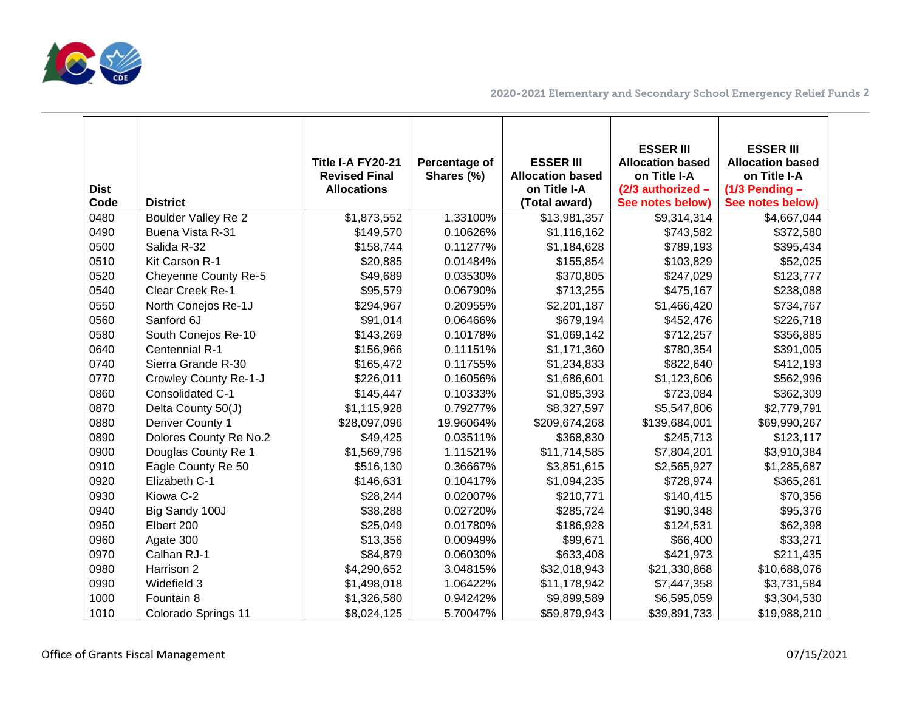| Dist Code | District | Title I-A FY20-21 Revised Final Allocations | Percentage of Shares (%) | ESSER III Allocation based on Title I-A (Total award) | ESSER III Allocation based on Title I-A (2/3 authorized – See notes below) | ESSER III Allocation based on Title I-A (1/3 Pending – See notes below) |
|---|---|---|---|---|---|---|
| 0480 | Boulder Valley Re 2 | $1,873,552 | 1.33100% | $13,981,357 | $9,314,314 | $4,667,044 |
| 0490 | Buena Vista R-31 | $149,570 | 0.10626% | $1,116,162 | $743,582 | $372,580 |
| 0500 | Salida R-32 | $158,744 | 0.11277% | $1,184,628 | $789,193 | $395,434 |
| 0510 | Kit Carson R-1 | $20,885 | 0.01484% | $155,854 | $103,829 | $52,025 |
| 0520 | Cheyenne County Re-5 | $49,689 | 0.03530% | $370,805 | $247,029 | $123,777 |
| 0540 | Clear Creek Re-1 | $95,579 | 0.06790% | $713,255 | $475,167 | $238,088 |
| 0550 | North Conejos Re-1J | $294,967 | 0.20955% | $2,201,187 | $1,466,420 | $734,767 |
| 0560 | Sanford 6J | $91,014 | 0.06466% | $679,194 | $452,476 | $226,718 |
| 0580 | South Conejos Re-10 | $143,269 | 0.10178% | $1,069,142 | $712,257 | $356,885 |
| 0640 | Centennial R-1 | $156,966 | 0.11151% | $1,171,360 | $780,354 | $391,005 |
| 0740 | Sierra Grande R-30 | $165,472 | 0.11755% | $1,234,833 | $822,640 | $412,193 |
| 0770 | Crowley County Re-1-J | $226,011 | 0.16056% | $1,686,601 | $1,123,606 | $562,996 |
| 0860 | Consolidated C-1 | $145,447 | 0.10333% | $1,085,393 | $723,084 | $362,309 |
| 0870 | Delta County 50(J) | $1,115,928 | 0.79277% | $8,327,597 | $5,547,806 | $2,779,791 |
| 0880 | Denver County 1 | $28,097,096 | 19.96064% | $209,674,268 | $139,684,001 | $69,990,267 |
| 0890 | Dolores County Re No.2 | $49,425 | 0.03511% | $368,830 | $245,713 | $123,117 |
| 0900 | Douglas County Re 1 | $1,569,796 | 1.11521% | $11,714,585 | $7,804,201 | $3,910,384 |
| 0910 | Eagle County Re 50 | $516,130 | 0.36667% | $3,851,615 | $2,565,927 | $1,285,687 |
| 0920 | Elizabeth C-1 | $146,631 | 0.10417% | $1,094,235 | $728,974 | $365,261 |
| 0930 | Kiowa C-2 | $28,244 | 0.02007% | $210,771 | $140,415 | $70,356 |
| 0940 | Big Sandy 100J | $38,288 | 0.02720% | $285,724 | $190,348 | $95,376 |
| 0950 | Elbert 200 | $25,049 | 0.01780% | $186,928 | $124,531 | $62,398 |
| 0960 | Agate 300 | $13,356 | 0.00949% | $99,671 | $66,400 | $33,271 |
| 0970 | Calhan RJ-1 | $84,879 | 0.06030% | $633,408 | $421,973 | $211,435 |
| 0980 | Harrison 2 | $4,290,652 | 3.04815% | $32,018,943 | $21,330,868 | $10,688,076 |
| 0990 | Widefield 3 | $1,498,018 | 1.06422% | $11,178,942 | $7,447,358 | $3,731,584 |
| 1000 | Fountain 8 | $1,326,580 | 0.94242% | $9,899,589 | $6,595,059 | $3,304,530 |
| 1010 | Colorado Springs 11 | $8,024,125 | 5.70047% | $59,879,943 | $39,891,733 | $19,988,210 |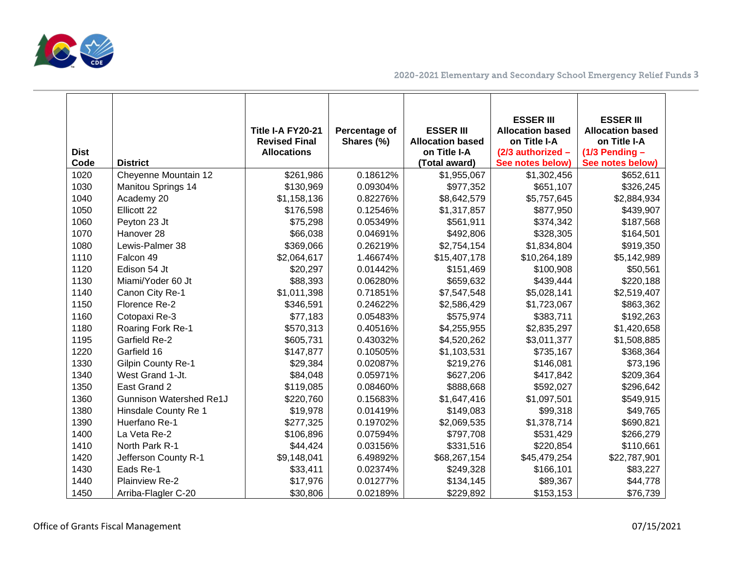| Dist Code | District | Title I-A FY20-21 Revised Final Allocations | Percentage of Shares (%) | ESSER III Allocation based on Title I-A (Total award) | ESSER III Allocation based on Title I-A (2/3 authorized – See notes below) | ESSER III Allocation based on Title I-A (1/3 Pending – See notes below) |
|---|---|---|---|---|---|---|
| 1020 | Cheyenne Mountain 12 | $261,986 | 0.18612% | $1,955,067 | $1,302,456 | $652,611 |
| 1030 | Manitou Springs 14 | $130,969 | 0.09304% | $977,352 | $651,107 | $326,245 |
| 1040 | Academy 20 | $1,158,136 | 0.82276% | $8,642,579 | $5,757,645 | $2,884,934 |
| 1050 | Ellicott 22 | $176,598 | 0.12546% | $1,317,857 | $877,950 | $439,907 |
| 1060 | Peyton 23 Jt | $75,298 | 0.05349% | $561,911 | $374,342 | $187,568 |
| 1070 | Hanover 28 | $66,038 | 0.04691% | $492,806 | $328,305 | $164,501 |
| 1080 | Lewis-Palmer 38 | $369,066 | 0.26219% | $2,754,154 | $1,834,804 | $919,350 |
| 1110 | Falcon 49 | $2,064,617 | 1.46674% | $15,407,178 | $10,264,189 | $5,142,989 |
| 1120 | Edison 54 Jt | $20,297 | 0.01442% | $151,469 | $100,908 | $50,561 |
| 1130 | Miami/Yoder 60 Jt | $88,393 | 0.06280% | $659,632 | $439,444 | $220,188 |
| 1140 | Canon City Re-1 | $1,011,398 | 0.71851% | $7,547,548 | $5,028,141 | $2,519,407 |
| 1150 | Florence Re-2 | $346,591 | 0.24622% | $2,586,429 | $1,723,067 | $863,362 |
| 1160 | Cotopaxi Re-3 | $77,183 | 0.05483% | $575,974 | $383,711 | $192,263 |
| 1180 | Roaring Fork Re-1 | $570,313 | 0.40516% | $4,255,955 | $2,835,297 | $1,420,658 |
| 1195 | Garfield Re-2 | $605,731 | 0.43032% | $4,520,262 | $3,011,377 | $1,508,885 |
| 1220 | Garfield 16 | $147,877 | 0.10505% | $1,103,531 | $735,167 | $368,364 |
| 1330 | Gilpin County Re-1 | $29,384 | 0.02087% | $219,276 | $146,081 | $73,196 |
| 1340 | West Grand 1-Jt. | $84,048 | 0.05971% | $627,206 | $417,842 | $209,364 |
| 1350 | East Grand 2 | $119,085 | 0.08460% | $888,668 | $592,027 | $296,642 |
| 1360 | Gunnison Watershed Re1J | $220,760 | 0.15683% | $1,647,416 | $1,097,501 | $549,915 |
| 1380 | Hinsdale County Re 1 | $19,978 | 0.01419% | $149,083 | $99,318 | $49,765 |
| 1390 | Huerfano Re-1 | $277,325 | 0.19702% | $2,069,535 | $1,378,714 | $690,821 |
| 1400 | La Veta Re-2 | $106,896 | 0.07594% | $797,708 | $531,429 | $266,279 |
| 1410 | North Park R-1 | $44,424 | 0.03156% | $331,516 | $220,854 | $110,661 |
| 1420 | Jefferson County R-1 | $9,148,041 | 6.49892% | $68,267,154 | $45,479,254 | $22,787,901 |
| 1430 | Eads Re-1 | $33,411 | 0.02374% | $249,328 | $166,101 | $83,227 |
| 1440 | Plainview Re-2 | $17,976 | 0.01277% | $134,145 | $89,367 | $44,778 |
| 1450 | Arriba-Flagler C-20 | $30,806 | 0.02189% | $229,892 | $153,153 | $76,739 |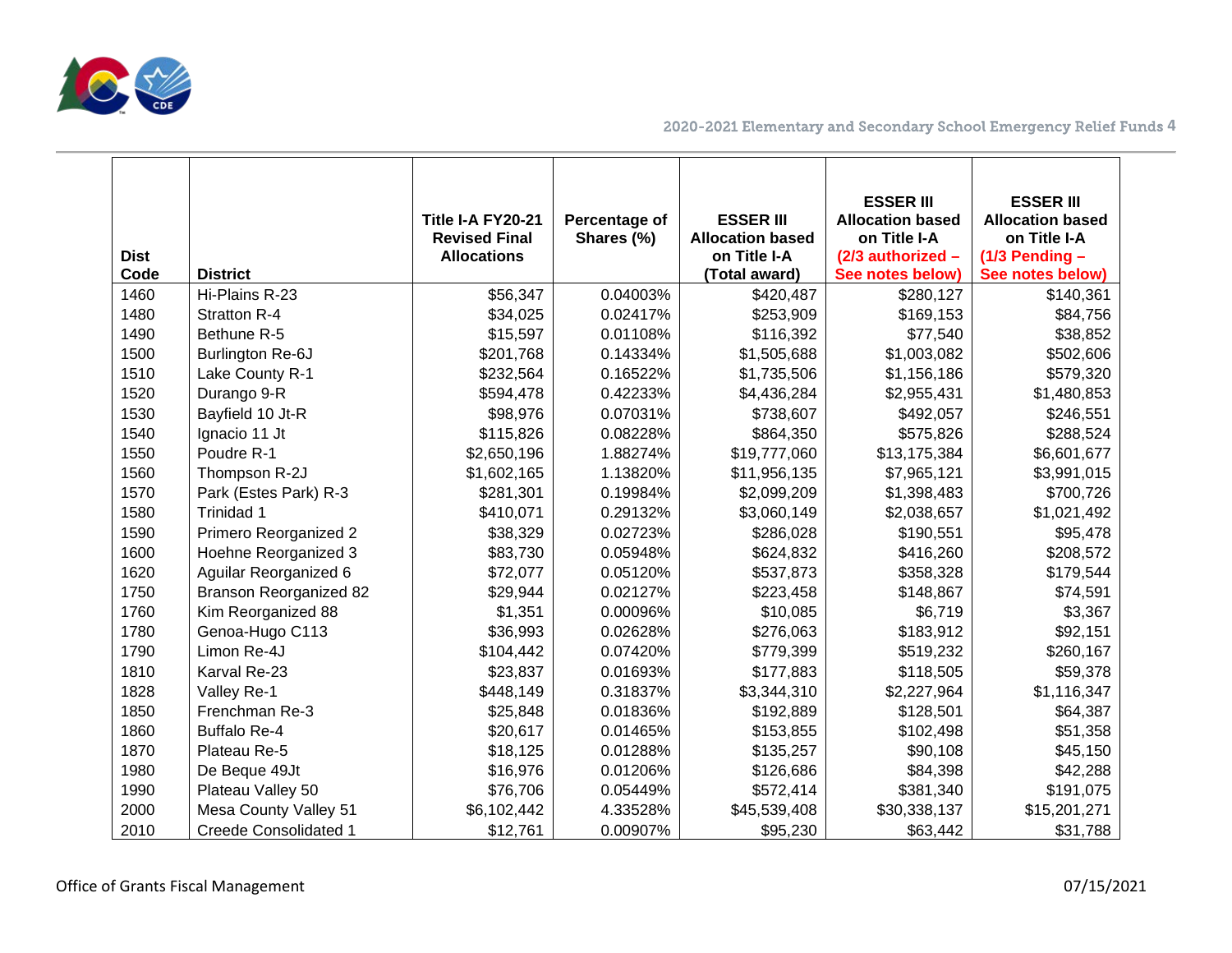| Dist Code | District | Title I-A FY20-21 Revised Final Allocations | Percentage of Shares (%) | ESSER III Allocation based on Title I-A (Total award) | ESSER III Allocation based on Title I-A (2/3 authorized – See notes below) | ESSER III Allocation based on Title I-A (1/3 Pending – See notes below) |
|---|---|---|---|---|---|---|
| 1460 | Hi-Plains R-23 | $56,347 | 0.04003% | $420,487 | $280,127 | $140,361 |
| 1480 | Stratton R-4 | $34,025 | 0.02417% | $253,909 | $169,153 | $84,756 |
| 1490 | Bethune R-5 | $15,597 | 0.01108% | $116,392 | $77,540 | $38,852 |
| 1500 | Burlington Re-6J | $201,768 | 0.14334% | $1,505,688 | $1,003,082 | $502,606 |
| 1510 | Lake County R-1 | $232,564 | 0.16522% | $1,735,506 | $1,156,186 | $579,320 |
| 1520 | Durango 9-R | $594,478 | 0.42233% | $4,436,284 | $2,955,431 | $1,480,853 |
| 1530 | Bayfield 10 Jt-R | $98,976 | 0.07031% | $738,607 | $492,057 | $246,551 |
| 1540 | Ignacio 11 Jt | $115,826 | 0.08228% | $864,350 | $575,826 | $288,524 |
| 1550 | Poudre R-1 | $2,650,196 | 1.88274% | $19,777,060 | $13,175,384 | $6,601,677 |
| 1560 | Thompson R-2J | $1,602,165 | 1.13820% | $11,956,135 | $7,965,121 | $3,991,015 |
| 1570 | Park (Estes Park) R-3 | $281,301 | 0.19984% | $2,099,209 | $1,398,483 | $700,726 |
| 1580 | Trinidad 1 | $410,071 | 0.29132% | $3,060,149 | $2,038,657 | $1,021,492 |
| 1590 | Primero Reorganized 2 | $38,329 | 0.02723% | $286,028 | $190,551 | $95,478 |
| 1600 | Hoehne Reorganized 3 | $83,730 | 0.05948% | $624,832 | $416,260 | $208,572 |
| 1620 | Aguilar Reorganized 6 | $72,077 | 0.05120% | $537,873 | $358,328 | $179,544 |
| 1750 | Branson Reorganized 82 | $29,944 | 0.02127% | $223,458 | $148,867 | $74,591 |
| 1760 | Kim Reorganized 88 | $1,351 | 0.00096% | $10,085 | $6,719 | $3,367 |
| 1780 | Genoa-Hugo C113 | $36,993 | 0.02628% | $276,063 | $183,912 | $92,151 |
| 1790 | Limon Re-4J | $104,442 | 0.07420% | $779,399 | $519,232 | $260,167 |
| 1810 | Karval Re-23 | $23,837 | 0.01693% | $177,883 | $118,505 | $59,378 |
| 1828 | Valley Re-1 | $448,149 | 0.31837% | $3,344,310 | $2,227,964 | $1,116,347 |
| 1850 | Frenchman Re-3 | $25,848 | 0.01836% | $192,889 | $128,501 | $64,387 |
| 1860 | Buffalo Re-4 | $20,617 | 0.01465% | $153,855 | $102,498 | $51,358 |
| 1870 | Plateau Re-5 | $18,125 | 0.01288% | $135,257 | $90,108 | $45,150 |
| 1980 | De Beque 49Jt | $16,976 | 0.01206% | $126,686 | $84,398 | $42,288 |
| 1990 | Plateau Valley 50 | $76,706 | 0.05449% | $572,414 | $381,340 | $191,075 |
| 2000 | Mesa County Valley 51 | $6,102,442 | 4.33528% | $45,539,408 | $30,338,137 | $15,201,271 |
| 2010 | Creede Consolidated 1 | $12,761 | 0.00907% | $95,230 | $63,442 | $31,788 |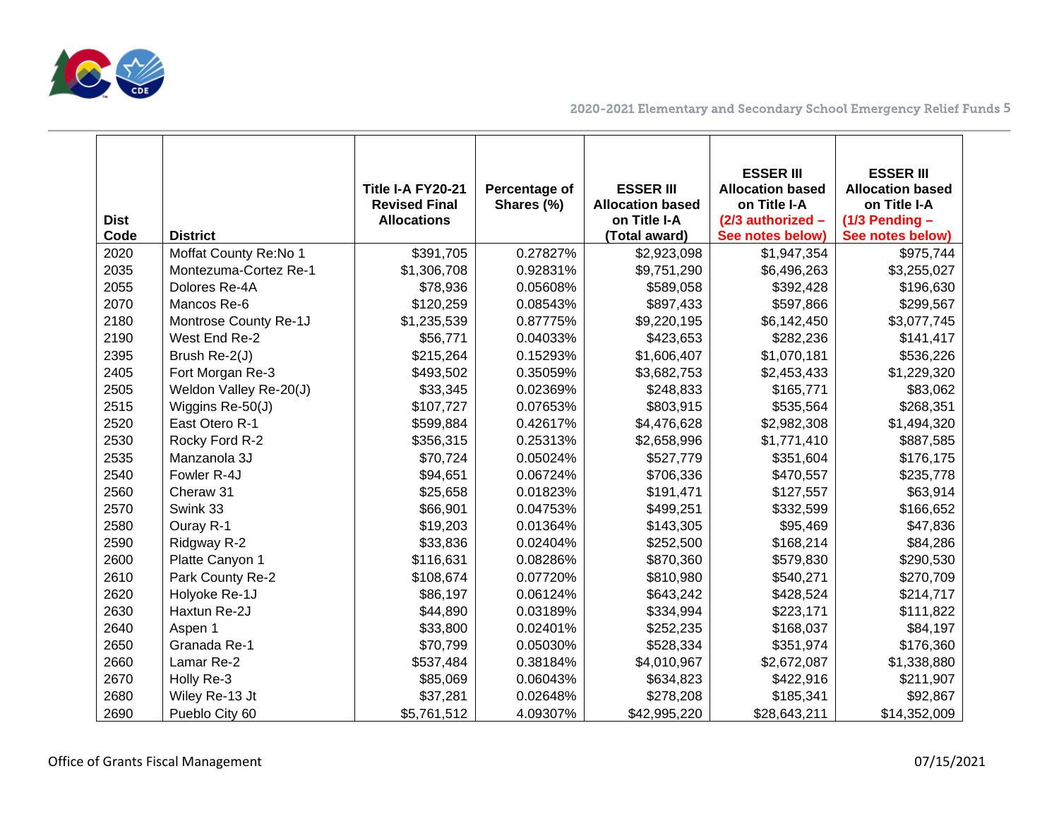| Dist Code | District | Title I-A FY20-21 Revised Final Allocations | Percentage of Shares (%) | ESSER III Allocation based on Title I-A (Total award) | ESSER III Allocation based on Title I-A (2/3 authorized – See notes below) | ESSER III Allocation based on Title I-A (1/3 Pending – See notes below) |
|---|---|---|---|---|---|---|
| 2020 | Moffat County Re:No 1 | $391,705 | 0.27827% | $2,923,098 | $1,947,354 | $975,744 |
| 2035 | Montezuma-Cortez Re-1 | $1,306,708 | 0.92831% | $9,751,290 | $6,496,263 | $3,255,027 |
| 2055 | Dolores Re-4A | $78,936 | 0.05608% | $589,058 | $392,428 | $196,630 |
| 2070 | Mancos Re-6 | $120,259 | 0.08543% | $897,433 | $597,866 | $299,567 |
| 2180 | Montrose County Re-1J | $1,235,539 | 0.87775% | $9,220,195 | $6,142,450 | $3,077,745 |
| 2190 | West End Re-2 | $56,771 | 0.04033% | $423,653 | $282,236 | $141,417 |
| 2395 | Brush Re-2(J) | $215,264 | 0.15293% | $1,606,407 | $1,070,181 | $536,226 |
| 2405 | Fort Morgan Re-3 | $493,502 | 0.35059% | $3,682,753 | $2,453,433 | $1,229,320 |
| 2505 | Weldon Valley Re-20(J) | $33,345 | 0.02369% | $248,833 | $165,771 | $83,062 |
| 2515 | Wiggins Re-50(J) | $107,727 | 0.07653% | $803,915 | $535,564 | $268,351 |
| 2520 | East Otero R-1 | $599,884 | 0.42617% | $4,476,628 | $2,982,308 | $1,494,320 |
| 2530 | Rocky Ford R-2 | $356,315 | 0.25313% | $2,658,996 | $1,771,410 | $887,585 |
| 2535 | Manzanola 3J | $70,724 | 0.05024% | $527,779 | $351,604 | $176,175 |
| 2540 | Fowler R-4J | $94,651 | 0.06724% | $706,336 | $470,557 | $235,778 |
| 2560 | Cheraw 31 | $25,658 | 0.01823% | $191,471 | $127,557 | $63,914 |
| 2570 | Swink 33 | $66,901 | 0.04753% | $499,251 | $332,599 | $166,652 |
| 2580 | Ouray R-1 | $19,203 | 0.01364% | $143,305 | $95,469 | $47,836 |
| 2590 | Ridgway R-2 | $33,836 | 0.02404% | $252,500 | $168,214 | $84,286 |
| 2600 | Platte Canyon 1 | $116,631 | 0.08286% | $870,360 | $579,830 | $290,530 |
| 2610 | Park County Re-2 | $108,674 | 0.07720% | $810,980 | $540,271 | $270,709 |
| 2620 | Holyoke Re-1J | $86,197 | 0.06124% | $643,242 | $428,524 | $214,717 |
| 2630 | Haxtun Re-2J | $44,890 | 0.03189% | $334,994 | $223,171 | $111,822 |
| 2640 | Aspen 1 | $33,800 | 0.02401% | $252,235 | $168,037 | $84,197 |
| 2650 | Granada Re-1 | $70,799 | 0.05030% | $528,334 | $351,974 | $176,360 |
| 2660 | Lamar Re-2 | $537,484 | 0.38184% | $4,010,967 | $2,672,087 | $1,338,880 |
| 2670 | Holly Re-3 | $85,069 | 0.06043% | $634,823 | $422,916 | $211,907 |
| 2680 | Wiley Re-13 Jt | $37,281 | 0.02648% | $278,208 | $185,341 | $92,867 |
| 2690 | Pueblo City 60 | $5,761,512 | 4.09307% | $42,995,220 | $28,643,211 | $14,352,009 |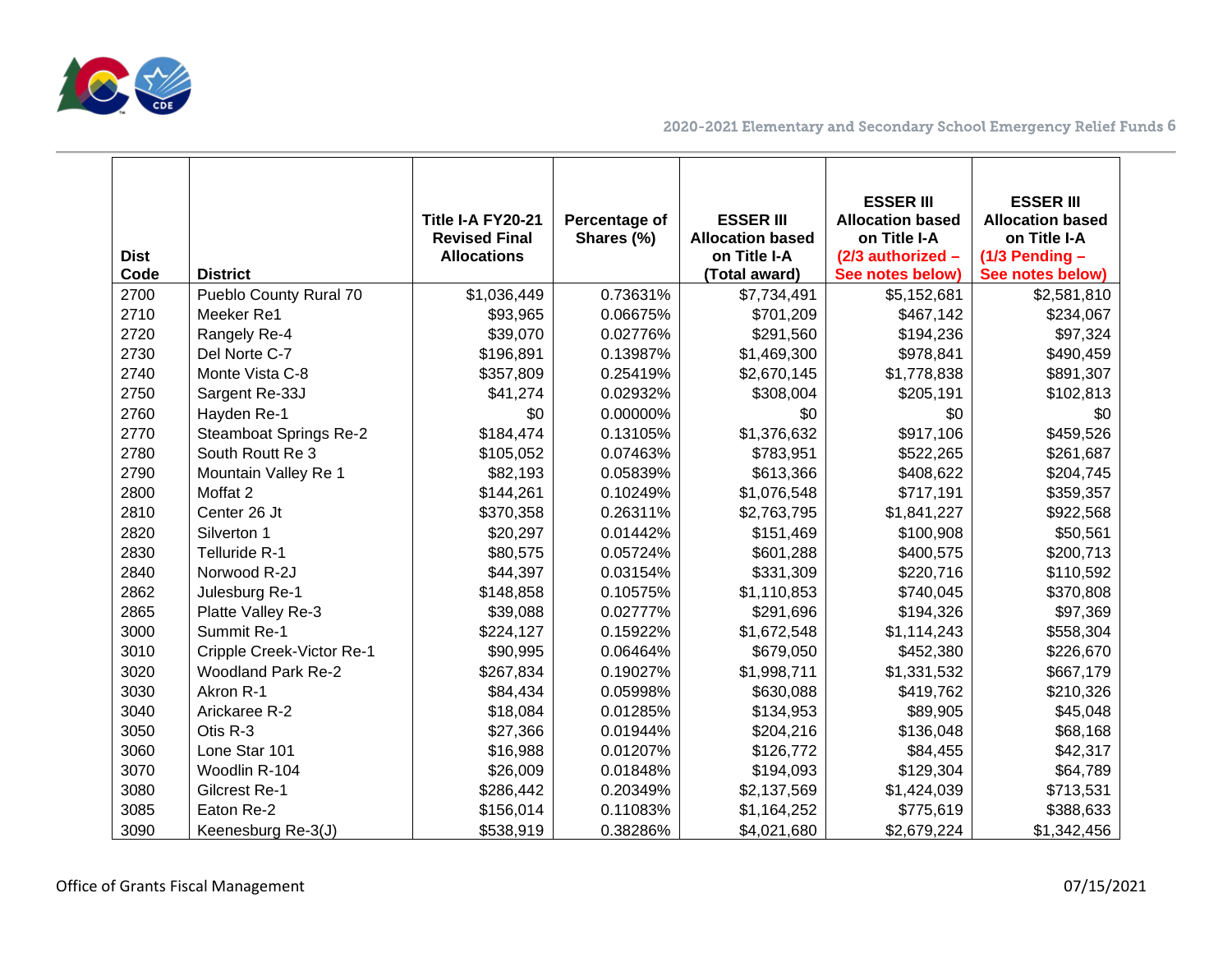| Dist Code | District | Title I-A FY20-21 Revised Final Allocations | Percentage of Shares (%) | ESSER III Allocation based on Title I-A (Total award) | ESSER III Allocation based on Title I-A (2/3 authorized – See notes below) | ESSER III Allocation based on Title I-A (1/3 Pending – See notes below) |
|---|---|---|---|---|---|---|
| 2700 | Pueblo County Rural 70 | $1,036,449 | 0.73631% | $7,734,491 | $5,152,681 | $2,581,810 |
| 2710 | Meeker Re1 | $93,965 | 0.06675% | $701,209 | $467,142 | $234,067 |
| 2720 | Rangely Re-4 | $39,070 | 0.02776% | $291,560 | $194,236 | $97,324 |
| 2730 | Del Norte C-7 | $196,891 | 0.13987% | $1,469,300 | $978,841 | $490,459 |
| 2740 | Monte Vista C-8 | $357,809 | 0.25419% | $2,670,145 | $1,778,838 | $891,307 |
| 2750 | Sargent Re-33J | $41,274 | 0.02932% | $308,004 | $205,191 | $102,813 |
| 2760 | Hayden Re-1 | $0 | 0.00000% | $0 | $0 | $0 |
| 2770 | Steamboat Springs Re-2 | $184,474 | 0.13105% | $1,376,632 | $917,106 | $459,526 |
| 2780 | South Routt Re 3 | $105,052 | 0.07463% | $783,951 | $522,265 | $261,687 |
| 2790 | Mountain Valley Re 1 | $82,193 | 0.05839% | $613,366 | $408,622 | $204,745 |
| 2800 | Moffat 2 | $144,261 | 0.10249% | $1,076,548 | $717,191 | $359,357 |
| 2810 | Center 26 Jt | $370,358 | 0.26311% | $2,763,795 | $1,841,227 | $922,568 |
| 2820 | Silverton 1 | $20,297 | 0.01442% | $151,469 | $100,908 | $50,561 |
| 2830 | Telluride R-1 | $80,575 | 0.05724% | $601,288 | $400,575 | $200,713 |
| 2840 | Norwood R-2J | $44,397 | 0.03154% | $331,309 | $220,716 | $110,592 |
| 2862 | Julesburg Re-1 | $148,858 | 0.10575% | $1,110,853 | $740,045 | $370,808 |
| 2865 | Platte Valley Re-3 | $39,088 | 0.02777% | $291,696 | $194,326 | $97,369 |
| 3000 | Summit Re-1 | $224,127 | 0.15922% | $1,672,548 | $1,114,243 | $558,304 |
| 3010 | Cripple Creek-Victor Re-1 | $90,995 | 0.06464% | $679,050 | $452,380 | $226,670 |
| 3020 | Woodland Park Re-2 | $267,834 | 0.19027% | $1,998,711 | $1,331,532 | $667,179 |
| 3030 | Akron R-1 | $84,434 | 0.05998% | $630,088 | $419,762 | $210,326 |
| 3040 | Arickaree R-2 | $18,084 | 0.01285% | $134,953 | $89,905 | $45,048 |
| 3050 | Otis R-3 | $27,366 | 0.01944% | $204,216 | $136,048 | $68,168 |
| 3060 | Lone Star 101 | $16,988 | 0.01207% | $126,772 | $84,455 | $42,317 |
| 3070 | Woodlin R-104 | $26,009 | 0.01848% | $194,093 | $129,304 | $64,789 |
| 3080 | Gilcrest Re-1 | $286,442 | 0.20349% | $2,137,569 | $1,424,039 | $713,531 |
| 3085 | Eaton Re-2 | $156,014 | 0.11083% | $1,164,252 | $775,619 | $388,633 |
| 3090 | Keenesburg Re-3(J) | $538,919 | 0.38286% | $4,021,680 | $2,679,224 | $1,342,456 |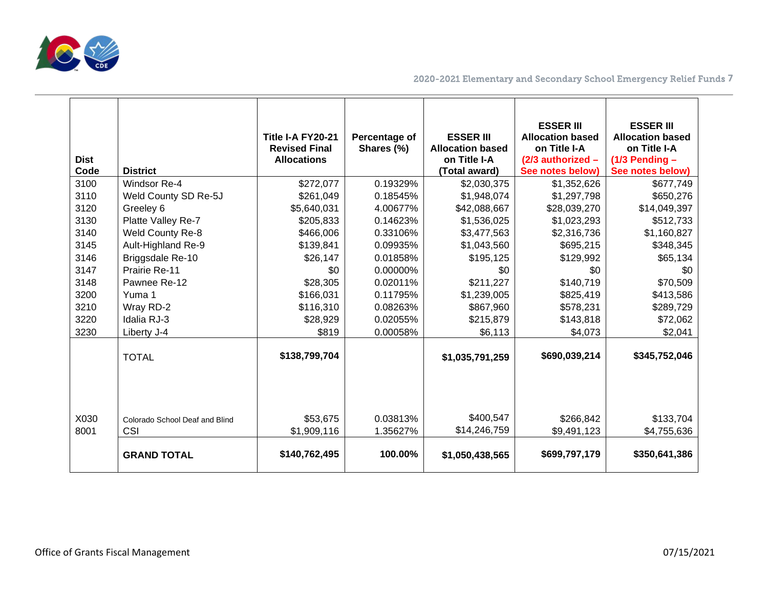| Dist Code | District | Title I-A FY20-21 Revised Final Allocations | Percentage of Shares (%) | ESSER III Allocation based on Title I-A (Total award) | ESSER III Allocation based on Title I-A (2/3 authorized – See notes below) | ESSER III Allocation based on Title I-A (1/3 Pending – See notes below) |
|---|---|---|---|---|---|---|
| 3100 | Windsor Re-4 | $272,077 | 0.19329% | $2,030,375 | $1,352,626 | $677,749 |
| 3110 | Weld County SD Re-5J | $261,049 | 0.18545% | $1,948,074 | $1,297,798 | $650,276 |
| 3120 | Greeley 6 | $5,640,031 | 4.00677% | $42,088,667 | $28,039,270 | $14,049,397 |
| 3130 | Platte Valley Re-7 | $205,833 | 0.14623% | $1,536,025 | $1,023,293 | $512,733 |
| 3140 | Weld County Re-8 | $466,006 | 0.33106% | $3,477,563 | $2,316,736 | $1,160,827 |
| 3145 | Ault-Highland Re-9 | $139,841 | 0.09935% | $1,043,560 | $695,215 | $348,345 |
| 3146 | Briggsdale Re-10 | $26,147 | 0.01858% | $195,125 | $129,992 | $65,134 |
| 3147 | Prairie Re-11 | $0 | 0.00000% | $0 | $0 | $0 |
| 3148 | Pawnee Re-12 | $28,305 | 0.02011% | $211,227 | $140,719 | $70,509 |
| 3200 | Yuma 1 | $166,031 | 0.11795% | $1,239,005 | $825,419 | $413,586 |
| 3210 | Wray RD-2 | $116,310 | 0.08263% | $867,960 | $578,231 | $289,729 |
| 3220 | Idalia RJ-3 | $28,929 | 0.02055% | $215,879 | $143,818 | $72,062 |
| 3230 | Liberty J-4 | $819 | 0.00058% | $6,113 | $4,073 | $2,041 |
| | TOTAL | **$138,799,704** | | **$1,035,791,259** | **$690,039,214** | **$345,752,046** |
| X030 | Colorado School Deaf and Blind | $53,675 | 0.03813% | $400,547 | $266,842 | $133,704 |
| 8001 | CSI | $1,909,116 | 1.35627% | $14,246,759 | $9,491,123 | $4,755,636 |
| | **GRAND TOTAL** | **$140,762,495** | **100.00%** | **$1,050,438,565** | **$699,797,179** | **$350,641,386** |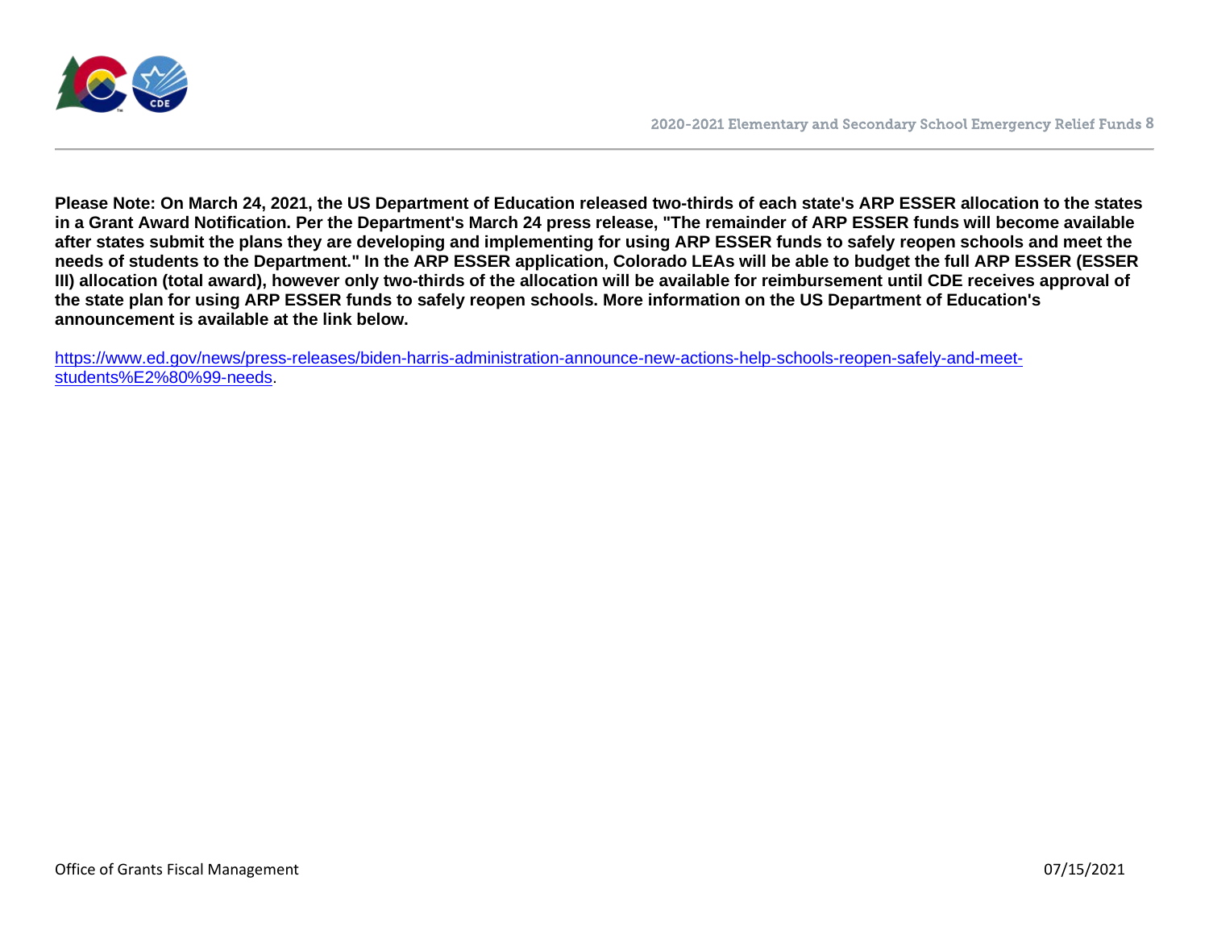**Please Note: On March 24, 2021, the US Department of Education released two-thirds of each state's ARP ESSER allocation to the states in a Grant Award Notification. Per the Department's March 24 press release, "The remainder of ARP ESSER funds will become available after states submit the plans they are developing and implementing for using ARP ESSER funds to safely reopen schools and meet the needs of students to the Department." In the ARP ESSER application, Colorado LEAs will be able to budget the full ARP ESSER (ESSER III) allocation (total award), however only two-thirds of the allocation will be available for reimbursement until CDE receives approval of the state plan for using ARP ESSER funds to safely reopen schools. More information on the US Department of Education's announcement is available at the link below.**

https://www.ed.gov/news/press-releases/biden-harris-administration-announce-new-actions-help-schools-reopen-safely-and-meet-students%E2%80%99-needs.